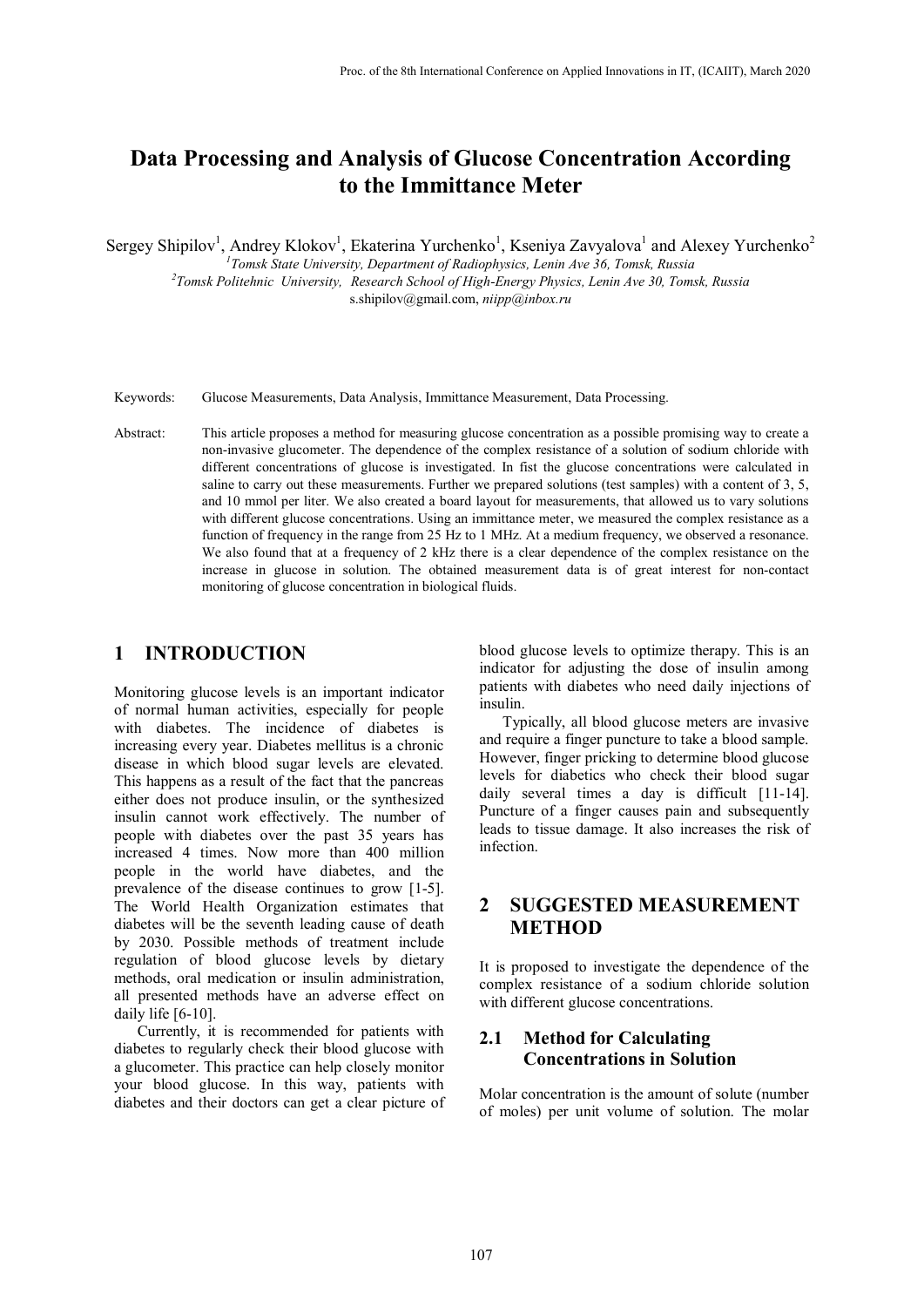# Data Processing and Analysis of Glucose Concentration According to the Immittance Meter

Sergey Shipilov[1], Andrey Klokov[1], Ekaterina Yurchenko[1], Kseniya Zavyalova[1] and Alexey Yurchenko[2]

[1]*Tomsk State University, Department of Radiophysics, Lenin Ave 36, Tomsk, Russia*

[2]*Tomsk Politehnic University, Research School of High-Energy Physics, Lenin Ave 30, Tomsk, Russia*

s.shipilov@gmail.com, *niipp@inbox.ru*

Keywords: Glucose Measurements, Data Analysis, Immittance Measurement, Data Processing.

Abstract: This article proposes a method for measuring glucose concentration as a possible promising way to create a non-invasive glucometer. The dependence of the complex resistance of a solution of sodium chloride with different concentrations of glucose is investigated. In fist the glucose concentrations were calculated in saline to carry out these measurements. Further we prepared solutions (test samples) with a content of 3, 5, and 10 mmol per liter. We also created a board layout for measurements, that allowed us to vary solutions with different glucose concentrations. Using an immittance meter, we measured the complex resistance as a function of frequency in the range from 25 Hz to 1 MHz. At a medium frequency, we observed a resonance. We also found that at a frequency of 2 kHz there is a clear dependence of the complex resistance on the increase in glucose in solution. The obtained measurement data is of great interest for non-contact monitoring of glucose concentration in biological fluids.

## 1 INTRODUCTION

Monitoring glucose levels is an important indicator of normal human activities, especially for people with diabetes. The incidence of diabetes is increasing every year. Diabetes mellitus is a chronic disease in which blood sugar levels are elevated. This happens as a result of the fact that the pancreas either does not produce insulin, or the synthesized insulin cannot work effectively. The number of people with diabetes over the past 35 years has increased 4 times. Now more than 400 million people in the world have diabetes, and the prevalence of the disease continues to grow [1-5]. The World Health Organization estimates that diabetes will be the seventh leading cause of death by 2030. Possible methods of treatment include regulation of blood glucose levels by dietary methods, oral medication or insulin administration, all presented methods have an adverse effect on daily life [6-10].

Currently, it is recommended for patients with diabetes to regularly check their blood glucose with a glucometer. This practice can help closely monitor your blood glucose. In this way, patients with diabetes and their doctors can get a clear picture of blood glucose levels to optimize therapy. This is an indicator for adjusting the dose of insulin among patients with diabetes who need daily injections of insulin.

Typically, all blood glucose meters are invasive and require a finger puncture to take a blood sample. However, finger pricking to determine blood glucose levels for diabetics who check their blood sugar daily several times a day is difficult [11-14]. Puncture of a finger causes pain and subsequently leads to tissue damage. It also increases the risk of infection.

## 2 SUGGESTED MEASUREMENT METHOD

It is proposed to investigate the dependence of the complex resistance of a sodium chloride solution with different glucose concentrations.

### 2.1 Method for Calculating Concentrations in Solution

Molar concentration is the amount of solute (number of moles) per unit volume of solution. The molar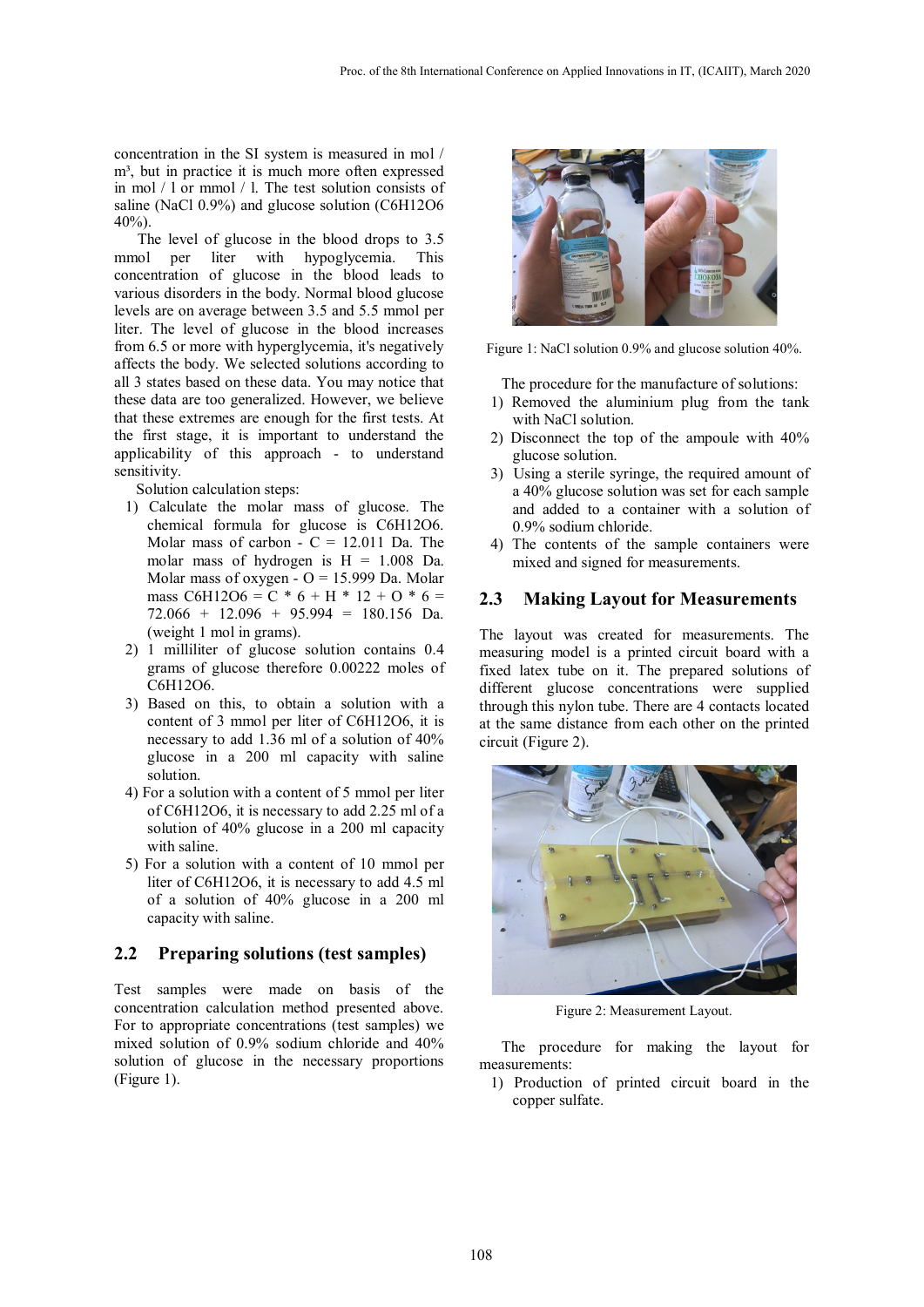concentration in the SI system is measured in mol / m³, but in practice it is much more often expressed in mol / l or mmol / l. The test solution consists of saline (NaCl 0.9%) and glucose solution ($C_6H_{12}O_6$ 40%).

The level of glucose in the blood drops to 3.5 mmol per liter with hypoglycemia. This concentration of glucose in the blood leads to various disorders in the body. Normal blood glucose levels are on average between 3.5 and 5.5 mmol per liter. The level of glucose in the blood increases from 6.5 or more with hyperglycemia, it's negatively affects the body. We selected solutions according to all 3 states based on these data. You may notice that these data are too generalized. However, we believe that these extremes are enough for the first tests. At the first stage, it is important to understand the applicability of this approach - to understand sensitivity.

Solution calculation steps:

1) Calculate the molar mass of glucose. The chemical formula for glucose is $C_6H_{12}O_6$. Molar mass of carbon - C = 12.011 Da. The molar mass of hydrogen is H = 1.008 Da. Molar mass of oxygen - O = 15.999 Da. Molar mass $C_6H_{12}O_6 = C * 6 + H * 12 + O * 6 = 72.066 + 12.096 + 95.994 = 180.156$ Da. (weight 1 mol in grams).
2) 1 milliliter of glucose solution contains 0.4 grams of glucose therefore 0.00222 moles of $C_6H_{12}O_6$.
3) Based on this, to obtain a solution with a content of 3 mmol per liter of $C_6H_{12}O_6$, it is necessary to add 1.36 ml of a solution of 40% glucose in a 200 ml capacity with saline solution.
4) For a solution with a content of 5 mmol per liter of $C_6H_{12}O_6$, it is necessary to add 2.25 ml of a solution of 40% glucose in a 200 ml capacity with saline.
5) For a solution with a content of 10 mmol per liter of $C_6H_{12}O_6$, it is necessary to add 4.5 ml of a solution of 40% glucose in a 200 ml capacity with saline.

## 2.2 Preparing solutions (test samples)

Test samples were made on basis of the concentration calculation method presented above. For to appropriate concentrations (test samples) we mixed solution of 0.9% sodium chloride and 40% solution of glucose in the necessary proportions (Figure 1).

Figure 1: NaCl solution 0.9% and glucose solution 40%.

The procedure for the manufacture of solutions:

1) Removed the aluminium plug from the tank with NaCl solution.
2) Disconnect the top of the ampoule with 40% glucose solution.
3) Using a sterile syringe, the required amount of a 40% glucose solution was set for each sample and added to a container with a solution of 0.9% sodium chloride.
4) The contents of the sample containers were mixed and signed for measurements.

## 2.3 Making Layout for Measurements

The layout was created for measurements. The measuring model is a printed circuit board with a fixed latex tube on it. The prepared solutions of different glucose concentrations were supplied through this nylon tube. There are 4 contacts located at the same distance from each other on the printed circuit (Figure 2).

Figure 2: Measurement Layout.

The procedure for making the layout for measurements:

1) Production of printed circuit board in the copper sulfate.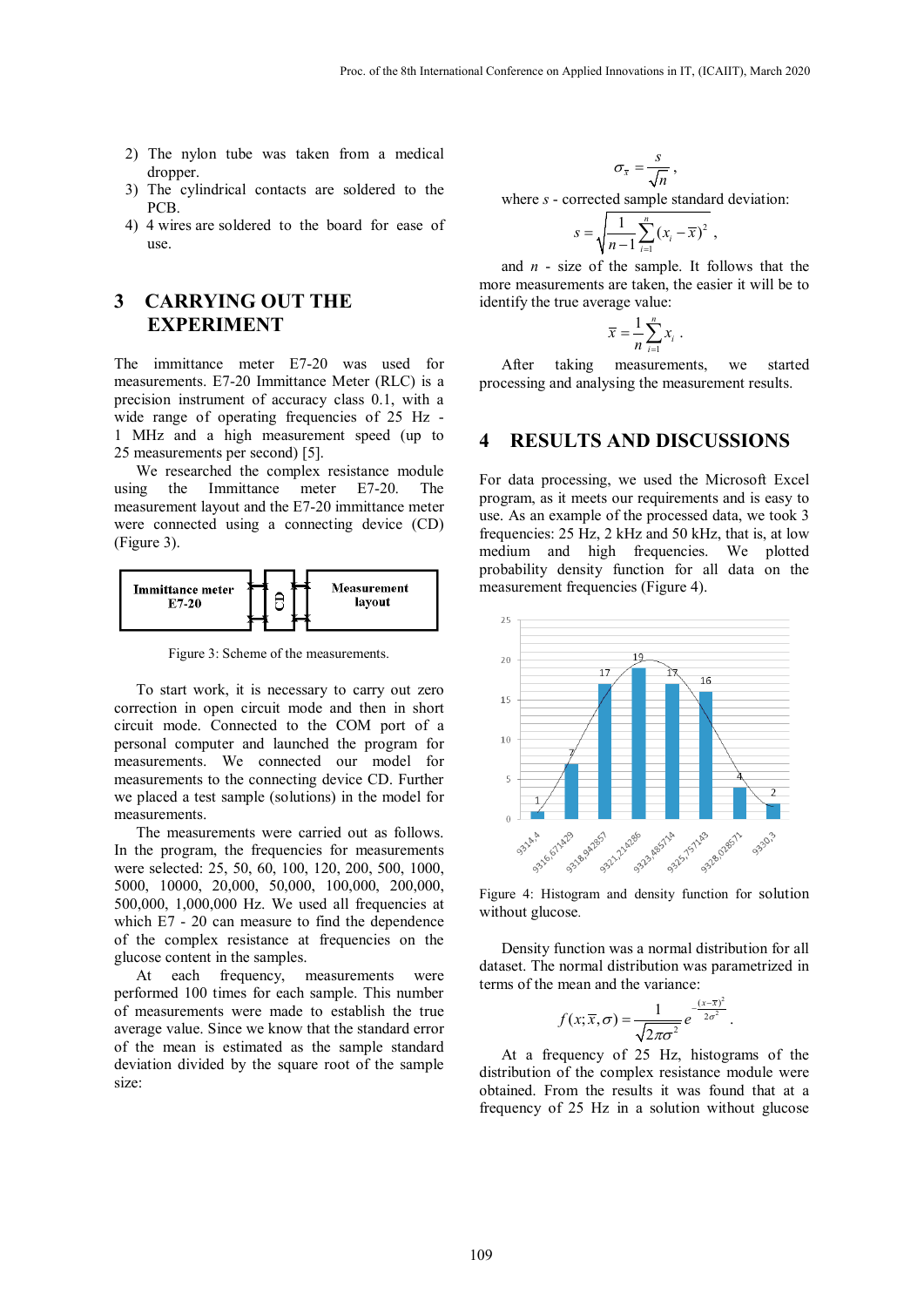2) The nylon tube was taken from a medical dropper.
3) The cylindrical contacts are soldered to the PCB.
4) 4 wires are soldered to the board for ease of use.

## 3 CARRYING OUT THE EXPERIMENT

The immittance meter E7-20 was used for measurements. E7-20 Immittance Meter (RLC) is a precision instrument of accuracy class 0.1, with a wide range of operating frequencies of 25 Hz - 1 MHz and a high measurement speed (up to 25 measurements per second) [5].

We researched the complex resistance module using the Immittance meter E7-20. The measurement layout and the E7-20 immittance meter were connected using a connecting device (CD) (Figure 3).

Immittance meter E7-20 | CD | Measurement layout

Figure 3: Scheme of the measurements.

To start work, it is necessary to carry out zero correction in open circuit mode and then in short circuit mode. Connected to the COM port of a personal computer and launched the program for measurements. We connected our model for measurements to the connecting device CD. Further we placed a test sample (solutions) in the model for measurements.

The measurements were carried out as follows. In the program, the frequencies for measurements were selected: 25, 50, 60, 100, 120, 200, 500, 1000, 5000, 10000, 20,000, 50,000, 100,000, 200,000, 500,000, 1,000,000 Hz. We used all frequencies at which E7 - 20 can measure to find the dependence of the complex resistance at frequencies on the glucose content in the samples.

At each frequency, measurements were performed 100 times for each sample. This number of measurements were made to establish the true average value. Since we know that the standard error of the mean is estimated as the sample standard deviation divided by the square root of the sample size:

$$\sigma_{\bar{x}} = \frac{s}{\sqrt{n}},$$

where $s$ - corrected sample standard deviation:

$$s = \sqrt{\frac{1}{n-1}\sum_{i=1}^{n}(x_i - \bar{x})^2},$$

and $n$ - size of the sample. It follows that the more measurements are taken, the easier it will be to identify the true average value:

$$\bar{x} = \frac{1}{n}\sum_{i=1}^{n} x_i .$$

After taking measurements, we started processing and analysing the measurement results.

## 4 RESULTS AND DISCUSSIONS

For data processing, we used the Microsoft Excel program, as it meets our requirements and is easy to use. As an example of the processed data, we took 3 frequencies: 25 Hz, 2 kHz and 50 kHz, that is, at low medium and high frequencies. We plotted probability density function for all data on the measurement frequencies (Figure 4).

Figure 4: Histogram and density function for solution without glucose.

Density function was a normal distribution for all dataset. The normal distribution was parametrized in terms of the mean and the variance:

$$f(x;\bar{x},\sigma) = \frac{1}{\sqrt{2\pi\sigma^2}} e^{-\frac{(x-\bar{x})^2}{2\sigma^2}} .$$

At a frequency of 25 Hz, histograms of the distribution of the complex resistance module were obtained. From the results it was found that at a frequency of 25 Hz in a solution without glucose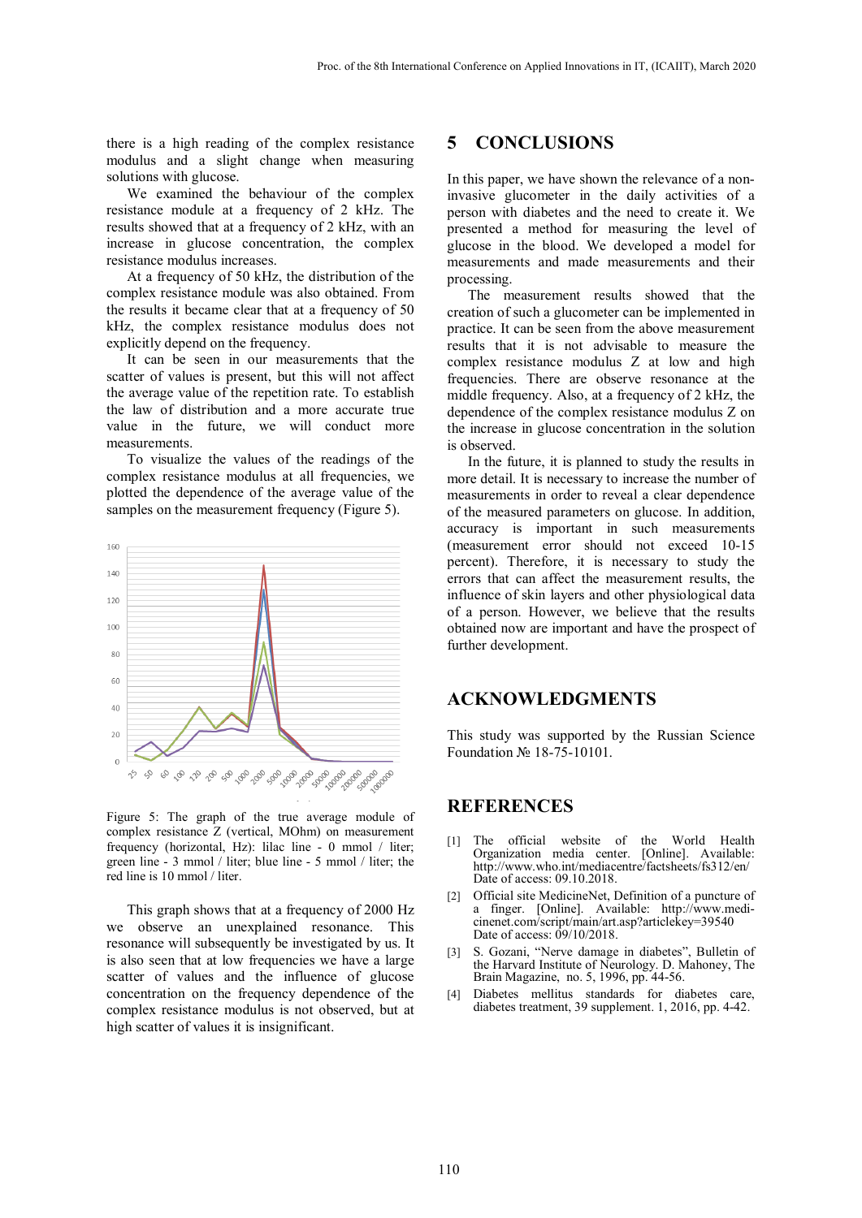there is a high reading of the complex resistance modulus and a slight change when measuring solutions with glucose.

We examined the behaviour of the complex resistance module at a frequency of 2 kHz. The results showed that at a frequency of 2 kHz, with an increase in glucose concentration, the complex resistance modulus increases.

At a frequency of 50 kHz, the distribution of the complex resistance module was also obtained. From the results it became clear that at a frequency of 50 kHz, the complex resistance modulus does not explicitly depend on the frequency.

It can be seen in our measurements that the scatter of values is present, but this will not affect the average value of the repetition rate. To establish the law of distribution and a more accurate true value in the future, we will conduct more measurements.

To visualize the values of the readings of the complex resistance modulus at all frequencies, we plotted the dependence of the average value of the samples on the measurement frequency (Figure 5).

Figure 5: The graph of the true average module of complex resistance Z (vertical, MOhm) on measurement frequency (horizontal, Hz): lilac line - 0 mmol / liter; green line - 3 mmol / liter; blue line - 5 mmol / liter; the red line is 10 mmol / liter.

This graph shows that at a frequency of 2000 Hz we observe an unexplained resonance. This resonance will subsequently be investigated by us. It is also seen that at low frequencies we have a large scatter of values and the influence of glucose concentration on the frequency dependence of the complex resistance modulus is not observed, but at high scatter of values it is insignificant.

## 5 CONCLUSIONS

In this paper, we have shown the relevance of a non-invasive glucometer in the daily activities of a person with diabetes and the need to create it. We presented a method for measuring the level of glucose in the blood. We developed a model for measurements and made measurements and their processing.

The measurement results showed that the creation of such a glucometer can be implemented in practice. It can be seen from the above measurement results that it is not advisable to measure the complex resistance modulus Z at low and high frequencies. There are observe resonance at the middle frequency. Also, at a frequency of 2 kHz, the dependence of the complex resistance modulus Z on the increase in glucose concentration in the solution is observed.

In the future, it is planned to study the results in more detail. It is necessary to increase the number of measurements in order to reveal a clear dependence of the measured parameters on glucose. In addition, accuracy is important in such measurements (measurement error should not exceed 10-15 percent). Therefore, it is necessary to study the errors that can affect the measurement results, the influence of skin layers and other physiological data of a person. However, we believe that the results obtained now are important and have the prospect of further development.

## ACKNOWLEDGMENTS

This study was supported by the Russian Science Foundation № 18-75-10101.

## REFERENCES

[1] The official website of the World Health Organization media center. [Online]. Available: http://www.who.int/mediacentre/factsheets/fs312/en/ Date of access: 09.10.2018.

[2] Official site MedicineNet, Definition of a puncture of a finger. [Online]. Available: http://www.medicinenet.com/script/main/art.asp?articlekey=39540 Date of access: 09/10/2018.

[3] S. Gozani, "Nerve damage in diabetes", Bulletin of the Harvard Institute of Neurology. D. Mahoney, The Brain Magazine, no. 5, 1996, pp. 44-56.

[4] Diabetes mellitus standards for diabetes care, diabetes treatment, 39 supplement. 1, 2016, pp. 4-42.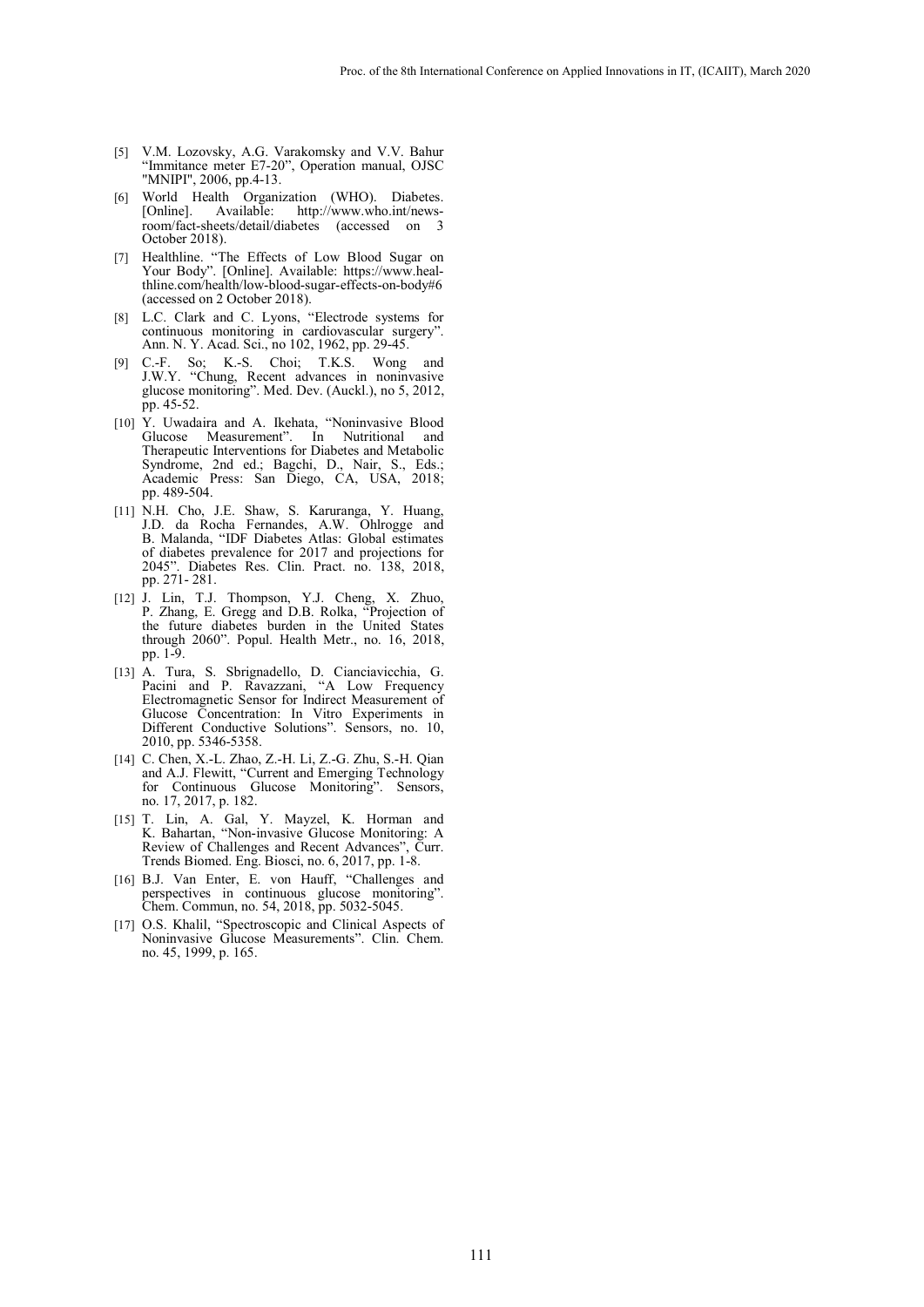[5] V.M. Lozovsky, A.G. Varakomsky and V.V. Bahur "Immitance meter E7-20", Operation manual, OJSC "MNIPI", 2006, pp.4-13.

[6] World Health Organization (WHO). Diabetes. [Online]. Available: http://www.who.int/news-room/fact-sheets/detail/diabetes (accessed on 3 October 2018).

[7] Healthline. "The Effects of Low Blood Sugar on Your Body". [Online]. Available: https://www.healthline.com/health/low-blood-sugar-effects-on-body#6 (accessed on 2 October 2018).

[8] L.C. Clark and C. Lyons, "Electrode systems for continuous monitoring in cardiovascular surgery". Ann. N. Y. Acad. Sci., no 102, 1962, pp. 29-45.

[9] C.-F. So; K.-S. Choi; T.K.S. Wong and J.W.Y. "Chung, Recent advances in noninvasive glucose monitoring". Med. Dev. (Auckl.), no 5, 2012, pp. 45-52.

[10] Y. Uwadaira and A. Ikehata, "Noninvasive Blood Glucose Measurement". In Nutritional and Therapeutic Interventions for Diabetes and Metabolic Syndrome, 2nd ed.; Bagchi, D., Nair, S., Eds.; Academic Press: San Diego, CA, USA, 2018; pp. 489-504.

[11] N.H. Cho, J.E. Shaw, S. Karuranga, Y. Huang, J.D. da Rocha Fernandes, A.W. Ohlrogge and B. Malanda, "IDF Diabetes Atlas: Global estimates of diabetes prevalence for 2017 and projections for 2045". Diabetes Res. Clin. Pract. no. 138, 2018, pp. 271- 281.

[12] J. Lin, T.J. Thompson, Y.J. Cheng, X. Zhuo, P. Zhang, E. Gregg and D.B. Rolka, "Projection of the future diabetes burden in the United States through 2060". Popul. Health Metr., no. 16, 2018, pp. 1-9.

[13] A. Tura, S. Sbrignadello, D. Cianciavicchia, G. Pacini and P. Ravazzani, "A Low Frequency Electromagnetic Sensor for Indirect Measurement of Glucose Concentration: In Vitro Experiments in Different Conductive Solutions". Sensors, no. 10, 2010, pp. 5346-5358.

[14] C. Chen, X.-L. Zhao, Z.-H. Li, Z.-G. Zhu, S.-H. Qian and A.J. Flewitt, "Current and Emerging Technology for Continuous Glucose Monitoring". Sensors, no. 17, 2017, p. 182.

[15] T. Lin, A. Gal, Y. Mayzel, K. Horman and K. Bahartan, "Non-invasive Glucose Monitoring: A Review of Challenges and Recent Advances", Curr. Trends Biomed. Eng. Biosci, no. 6, 2017, pp. 1-8.

[16] B.J. Van Enter, E. von Hauff, "Challenges and perspectives in continuous glucose monitoring". Chem. Commun, no. 54, 2018, pp. 5032-5045.

[17] O.S. Khalil, "Spectroscopic and Clinical Aspects of Noninvasive Glucose Measurements". Clin. Chem. no. 45, 1999, p. 165.